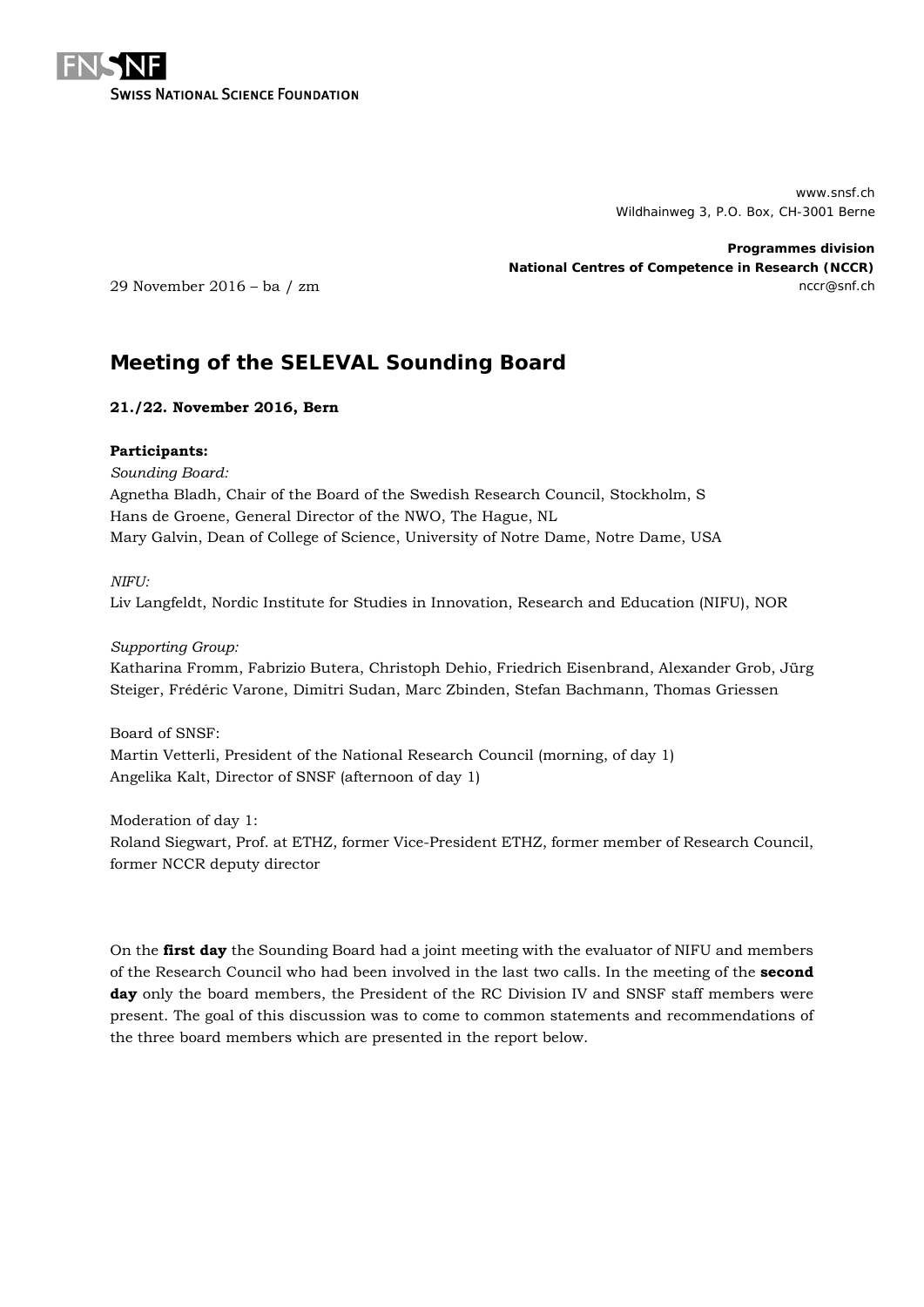FNSNF
**Swiss National Science Foundation**

www.snsf.ch
Wildhainweg 3, P.O. Box, CH-3001 Berne

**Programmes division**
**National Centres of Competence in Research (NCCR)**
nccr@snf.ch

29 November 2016 – ba / zm

# Meeting of the SELEVAL Sounding Board

**21./22. November 2016, Bern**

**Participants:**

*Sounding Board:*
Agnetha Bladh, Chair of the Board of the Swedish Research Council, Stockholm, S
Hans de Groene, General Director of the NWO, The Hague, NL
Mary Galvin, Dean of College of Science, University of Notre Dame, Notre Dame, USA

*NIFU:*
Liv Langfeldt, Nordic Institute for Studies in Innovation, Research and Education (NIFU), NOR

*Supporting Group:*
Katharina Fromm, Fabrizio Butera, Christoph Dehio, Friedrich Eisenbrand, Alexander Grob, Jürg Steiger, Frédéric Varone, Dimitri Sudan, Marc Zbinden, Stefan Bachmann, Thomas Griessen

Board of SNSF:
Martin Vetterli, President of the National Research Council (morning, of day 1)
Angelika Kalt, Director of SNSF (afternoon of day 1)

Moderation of day 1:
Roland Siegwart, Prof. at ETHZ, former Vice-President ETHZ, former member of Research Council, former NCCR deputy director

On the **first day** the Sounding Board had a joint meeting with the evaluator of NIFU and members of the Research Council who had been involved in the last two calls. In the meeting of the **second day** only the board members, the President of the RC Division IV and SNSF staff members were present. The goal of this discussion was to come to common statements and recommendations of the three board members which are presented in the report below.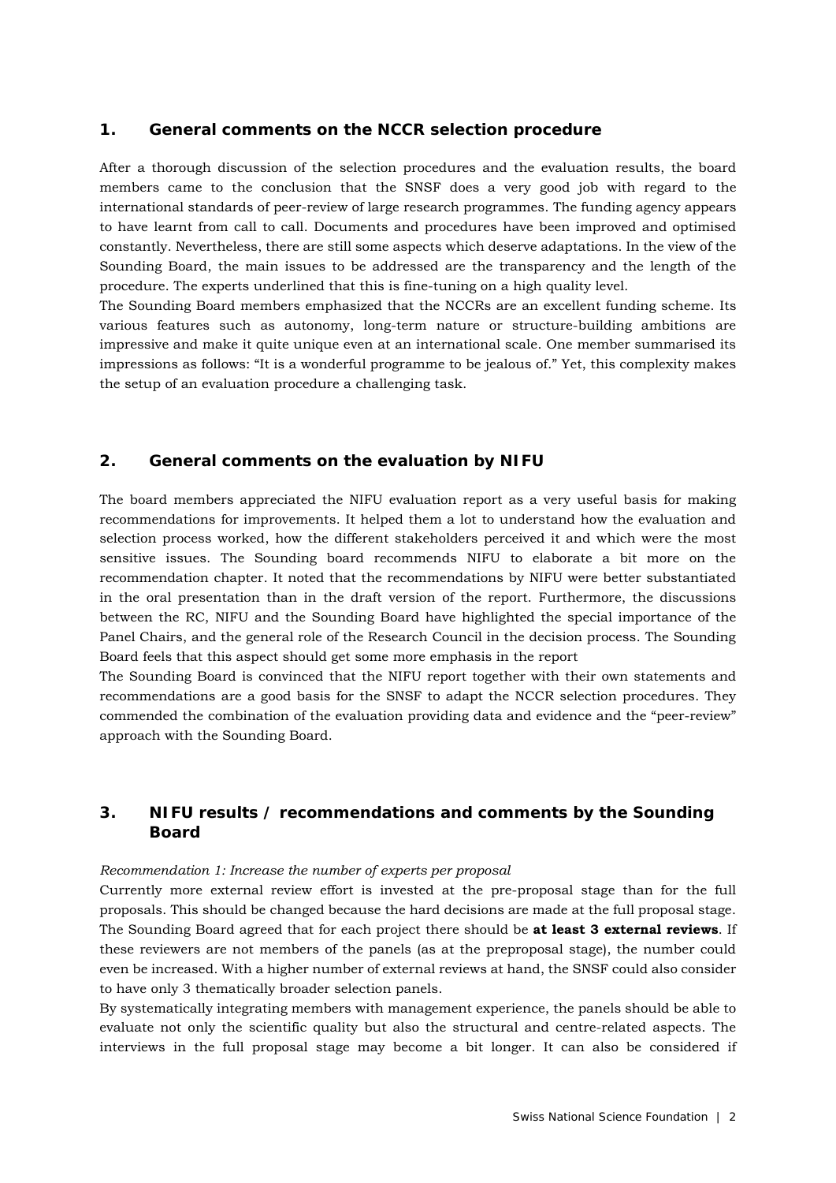## 1. General comments on the NCCR selection procedure

After a thorough discussion of the selection procedures and the evaluation results, the board members came to the conclusion that the SNSF does a very good job with regard to the international standards of peer-review of large research programmes. The funding agency appears to have learnt from call to call. Documents and procedures have been improved and optimised constantly. Nevertheless, there are still some aspects which deserve adaptations. In the view of the Sounding Board, the main issues to be addressed are the transparency and the length of the procedure. The experts underlined that this is fine-tuning on a high quality level.

The Sounding Board members emphasized that the NCCRs are an excellent funding scheme. Its various features such as autonomy, long-term nature or structure-building ambitions are impressive and make it quite unique even at an international scale. One member summarised its impressions as follows: "It is a wonderful programme to be jealous of." Yet, this complexity makes the setup of an evaluation procedure a challenging task.

## 2. General comments on the evaluation by NIFU

The board members appreciated the NIFU evaluation report as a very useful basis for making recommendations for improvements. It helped them a lot to understand how the evaluation and selection process worked, how the different stakeholders perceived it and which were the most sensitive issues. The Sounding board recommends NIFU to elaborate a bit more on the recommendation chapter. It noted that the recommendations by NIFU were better substantiated in the oral presentation than in the draft version of the report. Furthermore, the discussions between the RC, NIFU and the Sounding Board have highlighted the special importance of the Panel Chairs, and the general role of the Research Council in the decision process. The Sounding Board feels that this aspect should get some more emphasis in the report

The Sounding Board is convinced that the NIFU report together with their own statements and recommendations are a good basis for the SNSF to adapt the NCCR selection procedures. They commended the combination of the evaluation providing data and evidence and the "peer-review" approach with the Sounding Board.

## 3. NIFU results / recommendations and comments by the Sounding Board

*Recommendation 1: Increase the number of experts per proposal*

Currently more external review effort is invested at the pre-proposal stage than for the full proposals. This should be changed because the hard decisions are made at the full proposal stage. The Sounding Board agreed that for each project there should be **at least 3 external reviews**. If these reviewers are not members of the panels (as at the preproposal stage), the number could even be increased. With a higher number of external reviews at hand, the SNSF could also consider to have only 3 thematically broader selection panels.

By systematically integrating members with management experience, the panels should be able to evaluate not only the scientific quality but also the structural and centre-related aspects. The interviews in the full proposal stage may become a bit longer. It can also be considered if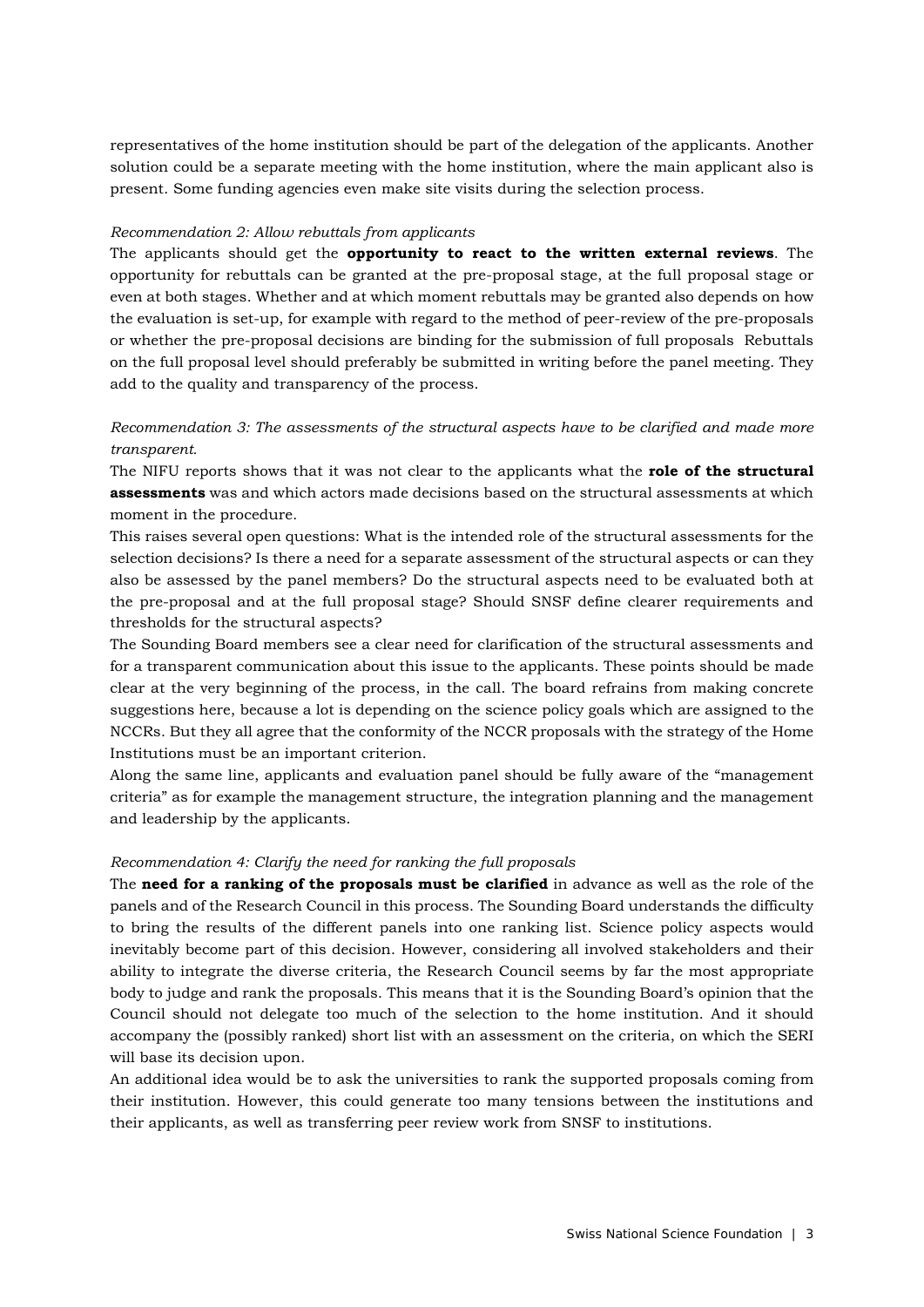representatives of the home institution should be part of the delegation of the applicants. Another solution could be a separate meeting with the home institution, where the main applicant also is present. Some funding agencies even make site visits during the selection process.

*Recommendation 2: Allow rebuttals from applicants*

The applicants should get the **opportunity to react to the written external reviews**. The opportunity for rebuttals can be granted at the pre-proposal stage, at the full proposal stage or even at both stages. Whether and at which moment rebuttals may be granted also depends on how the evaluation is set-up, for example with regard to the method of peer-review of the pre-proposals or whether the pre-proposal decisions are binding for the submission of full proposals  Rebuttals on the full proposal level should preferably be submitted in writing before the panel meeting. They add to the quality and transparency of the process.

*Recommendation 3: The assessments of the structural aspects have to be clarified and made more transparent.*

The NIFU reports shows that it was not clear to the applicants what the **role of the structural assessments** was and which actors made decisions based on the structural assessments at which moment in the procedure.

This raises several open questions: What is the intended role of the structural assessments for the selection decisions? Is there a need for a separate assessment of the structural aspects or can they also be assessed by the panel members? Do the structural aspects need to be evaluated both at the pre-proposal and at the full proposal stage? Should SNSF define clearer requirements and thresholds for the structural aspects?

The Sounding Board members see a clear need for clarification of the structural assessments and for a transparent communication about this issue to the applicants. These points should be made clear at the very beginning of the process, in the call. The board refrains from making concrete suggestions here, because a lot is depending on the science policy goals which are assigned to the NCCRs. But they all agree that the conformity of the NCCR proposals with the strategy of the Home Institutions must be an important criterion.

Along the same line, applicants and evaluation panel should be fully aware of the “management criteria” as for example the management structure, the integration planning and the management and leadership by the applicants.

*Recommendation 4: Clarify the need for ranking the full proposals*

The **need for a ranking of the proposals must be clarified** in advance as well as the role of the panels and of the Research Council in this process. The Sounding Board understands the difficulty to bring the results of the different panels into one ranking list. Science policy aspects would inevitably become part of this decision. However, considering all involved stakeholders and their ability to integrate the diverse criteria, the Research Council seems by far the most appropriate body to judge and rank the proposals. This means that it is the Sounding Board’s opinion that the Council should not delegate too much of the selection to the home institution. And it should accompany the (possibly ranked) short list with an assessment on the criteria, on which the SERI will base its decision upon.

An additional idea would be to ask the universities to rank the supported proposals coming from their institution. However, this could generate too many tensions between the institutions and their applicants, as well as transferring peer review work from SNSF to institutions.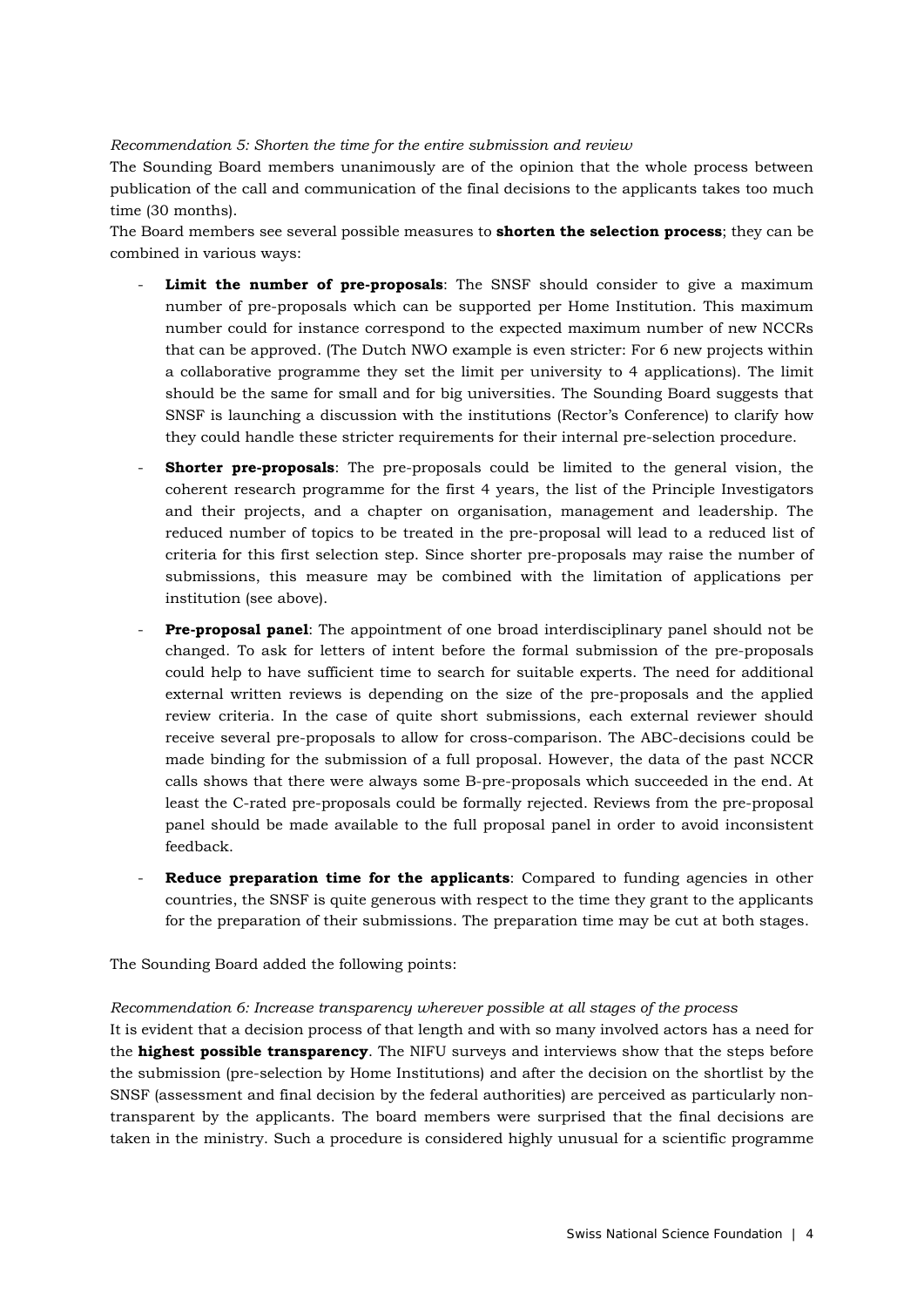*Recommendation 5: Shorten the time for the entire submission and review*

The Sounding Board members unanimously are of the opinion that the whole process between publication of the call and communication of the final decisions to the applicants takes too much time (30 months).

The Board members see several possible measures to **shorten the selection process**; they can be combined in various ways:

- **Limit the number of pre-proposals**: The SNSF should consider to give a maximum number of pre-proposals which can be supported per Home Institution. This maximum number could for instance correspond to the expected maximum number of new NCCRs that can be approved. (The Dutch NWO example is even stricter: For 6 new projects within a collaborative programme they set the limit per university to 4 applications). The limit should be the same for small and for big universities. The Sounding Board suggests that SNSF is launching a discussion with the institutions (Rector's Conference) to clarify how they could handle these stricter requirements for their internal pre-selection procedure.
- **Shorter pre-proposals**: The pre-proposals could be limited to the general vision, the coherent research programme for the first 4 years, the list of the Principle Investigators and their projects, and a chapter on organisation, management and leadership. The reduced number of topics to be treated in the pre-proposal will lead to a reduced list of criteria for this first selection step. Since shorter pre-proposals may raise the number of submissions, this measure may be combined with the limitation of applications per institution (see above).
- **Pre-proposal panel**: The appointment of one broad interdisciplinary panel should not be changed. To ask for letters of intent before the formal submission of the pre-proposals could help to have sufficient time to search for suitable experts. The need for additional external written reviews is depending on the size of the pre-proposals and the applied review criteria. In the case of quite short submissions, each external reviewer should receive several pre-proposals to allow for cross-comparison. The ABC-decisions could be made binding for the submission of a full proposal. However, the data of the past NCCR calls shows that there were always some B-pre-proposals which succeeded in the end. At least the C-rated pre-proposals could be formally rejected. Reviews from the pre-proposal panel should be made available to the full proposal panel in order to avoid inconsistent feedback.
- **Reduce preparation time for the applicants**: Compared to funding agencies in other countries, the SNSF is quite generous with respect to the time they grant to the applicants for the preparation of their submissions. The preparation time may be cut at both stages.

The Sounding Board added the following points:

*Recommendation 6: Increase transparency wherever possible at all stages of the process*

It is evident that a decision process of that length and with so many involved actors has a need for the **highest possible transparency**. The NIFU surveys and interviews show that the steps before the submission (pre-selection by Home Institutions) and after the decision on the shortlist by the SNSF (assessment and final decision by the federal authorities) are perceived as particularly non-transparent by the applicants. The board members were surprised that the final decisions are taken in the ministry. Such a procedure is considered highly unusual for a scientific programme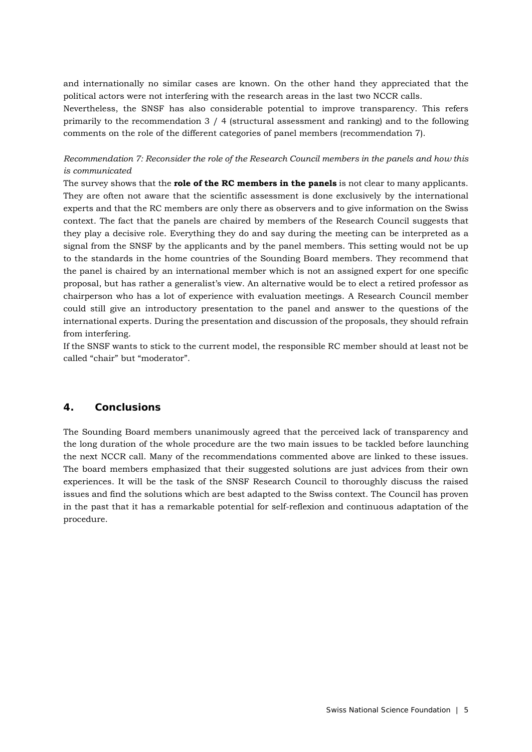and internationally no similar cases are known. On the other hand they appreciated that the political actors were not interfering with the research areas in the last two NCCR calls.

Nevertheless, the SNSF has also considerable potential to improve transparency. This refers primarily to the recommendation 3 / 4 (structural assessment and ranking) and to the following comments on the role of the different categories of panel members (recommendation 7).

*Recommendation 7: Reconsider the role of the Research Council members in the panels and how this is communicated*

The survey shows that the **role of the RC members in the panels** is not clear to many applicants. They are often not aware that the scientific assessment is done exclusively by the international experts and that the RC members are only there as observers and to give information on the Swiss context. The fact that the panels are chaired by members of the Research Council suggests that they play a decisive role. Everything they do and say during the meeting can be interpreted as a signal from the SNSF by the applicants and by the panel members. This setting would not be up to the standards in the home countries of the Sounding Board members. They recommend that the panel is chaired by an international member which is not an assigned expert for one specific proposal, but has rather a generalist's view. An alternative would be to elect a retired professor as chairperson who has a lot of experience with evaluation meetings. A Research Council member could still give an introductory presentation to the panel and answer to the questions of the international experts. During the presentation and discussion of the proposals, they should refrain from interfering.

If the SNSF wants to stick to the current model, the responsible RC member should at least not be called "chair" but "moderator".

## 4. Conclusions

The Sounding Board members unanimously agreed that the perceived lack of transparency and the long duration of the whole procedure are the two main issues to be tackled before launching the next NCCR call. Many of the recommendations commented above are linked to these issues. The board members emphasized that their suggested solutions are just advices from their own experiences. It will be the task of the SNSF Research Council to thoroughly discuss the raised issues and find the solutions which are best adapted to the Swiss context. The Council has proven in the past that it has a remarkable potential for self-reflexion and continuous adaptation of the procedure.